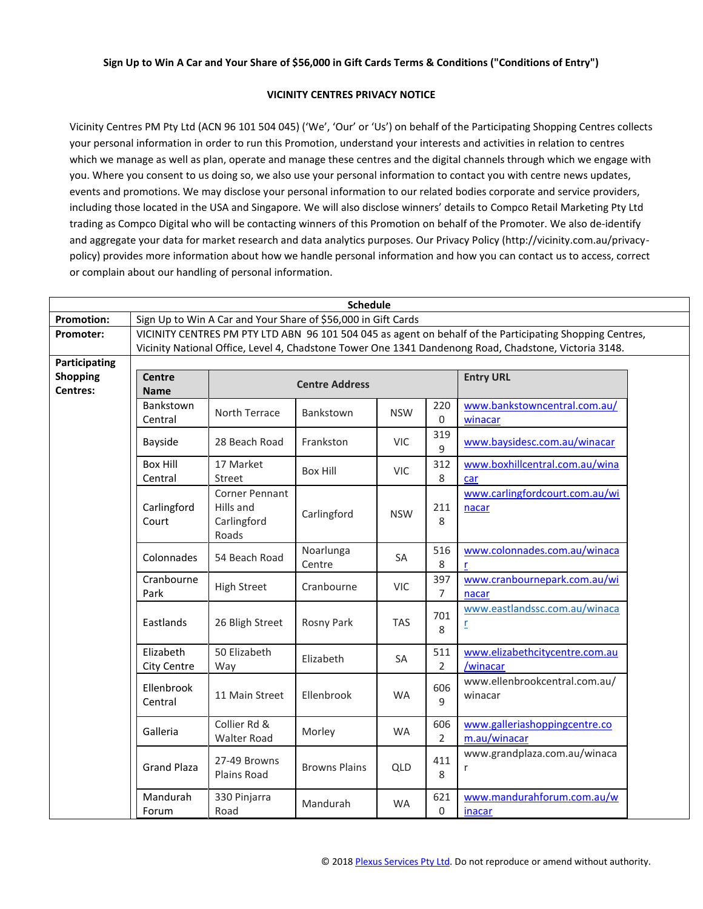**Sign Up to Win A Car and Your Share of $56,000 in Gift Cards Terms & Conditions ("Conditions of Entry")**

**VICINITY CENTRES PRIVACY NOTICE**

Vicinity Centres PM Pty Ltd (ACN 96 101 504 045) ('We', 'Our' or 'Us') on behalf of the Participating Shopping Centres collects your personal information in order to run this Promotion, understand your interests and activities in relation to centres which we manage as well as plan, operate and manage these centres and the digital channels through which we engage with you. Where you consent to us doing so, we also use your personal information to contact you with centre news updates, events and promotions. We may disclose your personal information to our related bodies corporate and service providers, including those located in the USA and Singapore. We will also disclose winners' details to Compco Retail Marketing Pty Ltd trading as Compco Digital who will be contacting winners of this Promotion on behalf of the Promoter. We also de-identify and aggregate your data for market research and data analytics purposes. Our Privacy Policy (http://vicinity.com.au/privacy-policy) provides more information about how we handle personal information and how you can contact us to access, correct or complain about our handling of personal information.

**Schedule**

| | |
|---|---|
| **Promotion:** | Sign Up to Win A Car and Your Share of $56,000 in Gift Cards |
| **Promoter:** | VICINITY CENTRES PM PTY LTD ABN 96 101 504 045 as agent on behalf of the Participating Shopping Centres, Vicinity National Office, Level 4, Chadstone Tower One 1341 Dandenong Road, Chadstone, Victoria 3148. |

**Participating Shopping Centres:**

| Centre Name | Centre Address | | | | Entry URL |
|---|---|---|---|---|---|
| Bankstown Central | North Terrace | Bankstown | NSW | 2200 | www.bankstowncentral.com.au/winacar |
| Bayside | 28 Beach Road | Frankston | VIC | 3199 | www.baysidesc.com.au/winacar |
| Box Hill Central | 17 Market Street | Box Hill | VIC | 3128 | www.boxhillcentral.com.au/winacar |
| Carlingford Court | Corner Pennant Hills and Carlingford Roads | Carlingford | NSW | 2118 | www.carlingfordcourt.com.au/winacar |
| Colonnades | 54 Beach Road | Noarlunga Centre | SA | 5168 | www.colonnades.com.au/winacar |
| Cranbourne Park | High Street | Cranbourne | VIC | 3977 | www.cranbournepark.com.au/winacar |
| Eastlands | 26 Bligh Street | Rosny Park | TAS | 7018 | www.eastlandssc.com.au/winacar |
| Elizabeth City Centre | 50 Elizabeth Way | Elizabeth | SA | 5112 | www.elizabethcitycentre.com.au/winacar |
| Ellenbrook Central | 11 Main Street | Ellenbrook | WA | 6069 | www.ellenbrookcentral.com.au/winacar |
| Galleria | Collier Rd & Walter Road | Morley | WA | 6062 | www.galleriashoppingcentre.com.au/winacar |
| Grand Plaza | 27-49 Browns Plains Road | Browns Plains | QLD | 4118 | www.grandplaza.com.au/winacar |
| Mandurah Forum | 330 Pinjarra Road | Mandurah | WA | 6210 | www.mandurahforum.com.au/winacar |

© 2018 Plexus Services Pty Ltd. Do not reproduce or amend without authority.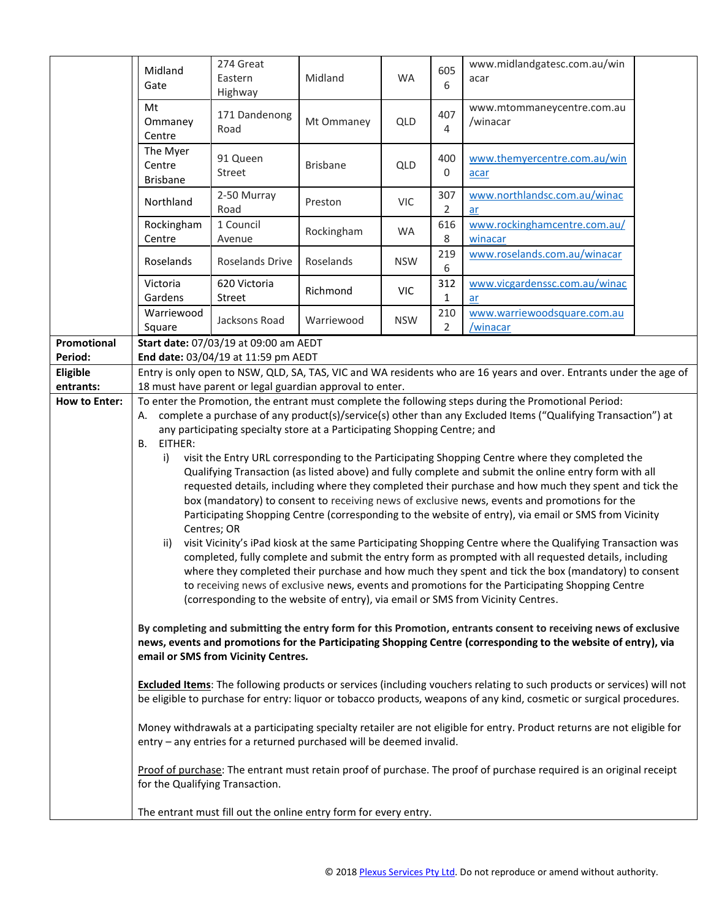| | | | | | | |
|---|---|---|---|---|---|---|
| | Midland Gate | 274 Great Eastern Highway | Midland | WA | 6056 | www.midlandgatesc.com.au/winacar |
| | Mt Ommaney Centre | 171 Dandenong Road | Mt Ommaney | QLD | 4074 | www.mtommaneycentre.com.au/winacar |
| | The Myer Centre Brisbane | 91 Queen Street | Brisbane | QLD | 4000 | www.themyercentre.com.au/winacar |
| | Northland | 2-50 Murray Road | Preston | VIC | 3072 | www.northlandsc.com.au/winacar |
| | Rockingham Centre | 1 Council Avenue | Rockingham | WA | 6168 | www.rockinghamcentre.com.au/winacar |
| | Roselands | Roselands Drive | Roselands | NSW | 2196 | www.roselands.com.au/winacar |
| | Victoria Gardens | 620 Victoria Street | Richmond | VIC | 3121 | www.vicgardenssc.com.au/winacar |
| | Warriewood Square | Jacksons Road | Warriewood | NSW | 2102 | www.warriewoodsquare.com.au/winacar |

**Promotional Period:**

**Start date:** 07/03/19 at 09:00 am AEDT
**End date:** 03/04/19 at 11:59 pm AEDT

**Eligible entrants:**

Entry is only open to NSW, QLD, SA, TAS, VIC and WA residents who are 16 years and over. Entrants under the age of 18 must have parent or legal guardian approval to enter.

**How to Enter:**

To enter the Promotion, the entrant must complete the following steps during the Promotional Period:

A. complete a purchase of any product(s)/service(s) other than any Excluded Items ("Qualifying Transaction") at any participating specialty store at a Participating Shopping Centre; and

B. EITHER:

   i) visit the Entry URL corresponding to the Participating Shopping Centre where they completed the Qualifying Transaction (as listed above) and fully complete and submit the online entry form with all requested details, including where they completed their purchase and how much they spent and tick the box (mandatory) to consent to receiving news of exclusive news, events and promotions for the Participating Shopping Centre (corresponding to the website of entry), via email or SMS from Vicinity Centres; OR

   ii) visit Vicinity's iPad kiosk at the same Participating Shopping Centre where the Qualifying Transaction was completed, fully complete and submit the entry form as prompted with all requested details, including where they completed their purchase and how much they spent and tick the box (mandatory) to consent to receiving news of exclusive news, events and promotions for the Participating Shopping Centre (corresponding to the website of entry), via email or SMS from Vicinity Centres.

**By completing and submitting the entry form for this Promotion, entrants consent to receiving news of exclusive news, events and promotions for the Participating Shopping Centre (corresponding to the website of entry), via email or SMS from Vicinity Centres.**

**Excluded Items**: The following products or services (including vouchers relating to such products or services) will not be eligible to purchase for entry: liquor or tobacco products, weapons of any kind, cosmetic or surgical procedures.

Money withdrawals at a participating specialty retailer are not eligible for entry. Product returns are not eligible for entry – any entries for a returned purchased will be deemed invalid.

Proof of purchase: The entrant must retain proof of purchase. The proof of purchase required is an original receipt for the Qualifying Transaction.

The entrant must fill out the online entry form for every entry.

© 2018 Plexus Services Pty Ltd. Do not reproduce or amend without authority.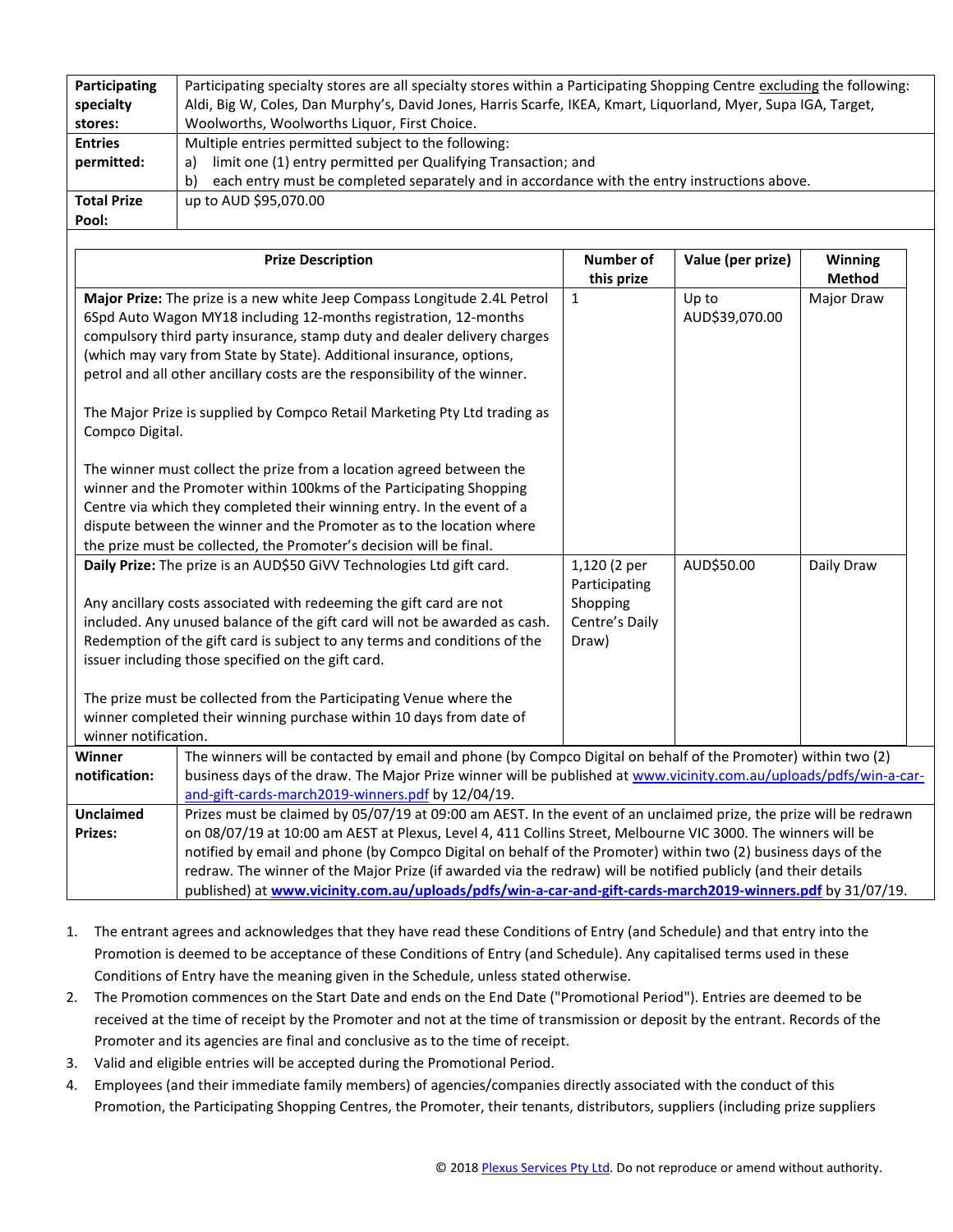| | |
|---|---|
| **Participating specialty stores:** | Participating specialty stores are all specialty stores within a Participating Shopping Centre excluding the following: Aldi, Big W, Coles, Dan Murphy's, David Jones, Harris Scarfe, IKEA, Kmart, Liquorland, Myer, Supa IGA, Target, Woolworths, Woolworths Liquor, First Choice. |
| **Entries permitted:** | Multiple entries permitted subject to the following:<br>a) limit one (1) entry permitted per Qualifying Transaction; and<br>b) each entry must be completed separately and in accordance with the entry instructions above. |
| **Total Prize Pool:** | up to AUD $95,070.00 |

| Prize Description | Number of this prize | Value (per prize) | Winning Method |
|---|---|---|---|
| **Major Prize:** The prize is a new white Jeep Compass Longitude 2.4L Petrol 6Spd Auto Wagon MY18 including 12-months registration, 12-months compulsory third party insurance, stamp duty and dealer delivery charges (which may vary from State by State). Additional insurance, options, petrol and all other ancillary costs are the responsibility of the winner.<br><br>The Major Prize is supplied by Compco Retail Marketing Pty Ltd trading as Compco Digital.<br><br>The winner must collect the prize from a location agreed between the winner and the Promoter within 100kms of the Participating Shopping Centre via which they completed their winning entry. In the event of a dispute between the winner and the Promoter as to the location where the prize must be collected, the Promoter's decision will be final. | 1 | Up to AUD$39,070.00 | Major Draw |
| **Daily Prize:** The prize is an AUD$50 GiVV Technologies Ltd gift card.<br><br>Any ancillary costs associated with redeeming the gift card are not included. Any unused balance of the gift card will not be awarded as cash. Redemption of the gift card is subject to any terms and conditions of the issuer including those specified on the gift card.<br><br>The prize must be collected from the Participating Venue where the winner completed their winning purchase within 10 days from date of winner notification. | 1,120 (2 per Participating Shopping Centre's Daily Draw) | AUD$50.00 | Daily Draw |

| | |
|---|---|
| **Winner notification:** | The winners will be contacted by email and phone (by Compco Digital on behalf of the Promoter) within two (2) business days of the draw. The Major Prize winner will be published at www.vicinity.com.au/uploads/pdfs/win-a-car-and-gift-cards-march2019-winners.pdf by 12/04/19. |
| **Unclaimed Prizes:** | Prizes must be claimed by 05/07/19 at 09:00 am AEST. In the event of an unclaimed prize, the prize will be redrawn on 08/07/19 at 10:00 am AEST at Plexus, Level 4, 411 Collins Street, Melbourne VIC 3000. The winners will be notified by email and phone (by Compco Digital on behalf of the Promoter) within two (2) business days of the redraw. The winner of the Major Prize (if awarded via the redraw) will be notified publicly (and their details published) at **www.vicinity.com.au/uploads/pdfs/win-a-car-and-gift-cards-march2019-winners.pdf** by 31/07/19. |

1. The entrant agrees and acknowledges that they have read these Conditions of Entry (and Schedule) and that entry into the Promotion is deemed to be acceptance of these Conditions of Entry (and Schedule). Any capitalised terms used in these Conditions of Entry have the meaning given in the Schedule, unless stated otherwise.
2. The Promotion commences on the Start Date and ends on the End Date ("Promotional Period"). Entries are deemed to be received at the time of receipt by the Promoter and not at the time of transmission or deposit by the entrant. Records of the Promoter and its agencies are final and conclusive as to the time of receipt.
3. Valid and eligible entries will be accepted during the Promotional Period.
4. Employees (and their immediate family members) of agencies/companies directly associated with the conduct of this Promotion, the Participating Shopping Centres, the Promoter, their tenants, distributors, suppliers (including prize suppliers

© 2018 Plexus Services Pty Ltd. Do not reproduce or amend without authority.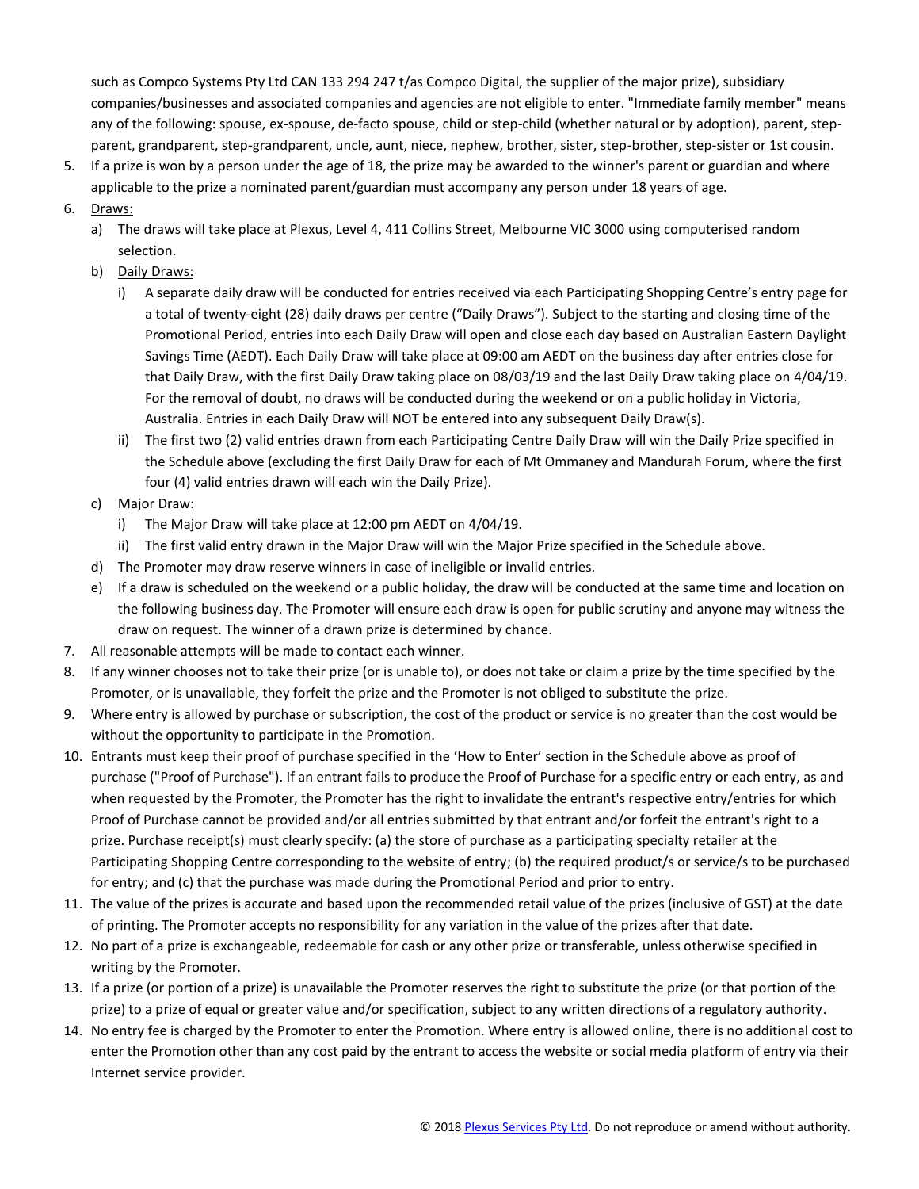such as Compco Systems Pty Ltd CAN 133 294 247 t/as Compco Digital, the supplier of the major prize), subsidiary companies/businesses and associated companies and agencies are not eligible to enter. "Immediate family member" means any of the following: spouse, ex-spouse, de-facto spouse, child or step-child (whether natural or by adoption), parent, step-parent, grandparent, step-grandparent, uncle, aunt, niece, nephew, brother, sister, step-brother, step-sister or 1st cousin.

5. If a prize is won by a person under the age of 18, the prize may be awarded to the winner's parent or guardian and where applicable to the prize a nominated parent/guardian must accompany any person under 18 years of age.
6. Draws:
   a) The draws will take place at Plexus, Level 4, 411 Collins Street, Melbourne VIC 3000 using computerised random selection.
   b) Daily Draws:
      i) A separate daily draw will be conducted for entries received via each Participating Shopping Centre's entry page for a total of twenty-eight (28) daily draws per centre ("Daily Draws"). Subject to the starting and closing time of the Promotional Period, entries into each Daily Draw will open and close each day based on Australian Eastern Daylight Savings Time (AEDT). Each Daily Draw will take place at 09:00 am AEDT on the business day after entries close for that Daily Draw, with the first Daily Draw taking place on 08/03/19 and the last Daily Draw taking place on 4/04/19. For the removal of doubt, no draws will be conducted during the weekend or on a public holiday in Victoria, Australia. Entries in each Daily Draw will NOT be entered into any subsequent Daily Draw(s).
      ii) The first two (2) valid entries drawn from each Participating Centre Daily Draw will win the Daily Prize specified in the Schedule above (excluding the first Daily Draw for each of Mt Ommaney and Mandurah Forum, where the first four (4) valid entries drawn will each win the Daily Prize).
   c) Major Draw:
      i) The Major Draw will take place at 12:00 pm AEDT on 4/04/19.
      ii) The first valid entry drawn in the Major Draw will win the Major Prize specified in the Schedule above.
   d) The Promoter may draw reserve winners in case of ineligible or invalid entries.
   e) If a draw is scheduled on the weekend or a public holiday, the draw will be conducted at the same time and location on the following business day. The Promoter will ensure each draw is open for public scrutiny and anyone may witness the draw on request. The winner of a drawn prize is determined by chance.
7. All reasonable attempts will be made to contact each winner.
8. If any winner chooses not to take their prize (or is unable to), or does not take or claim a prize by the time specified by the Promoter, or is unavailable, they forfeit the prize and the Promoter is not obliged to substitute the prize.
9. Where entry is allowed by purchase or subscription, the cost of the product or service is no greater than the cost would be without the opportunity to participate in the Promotion.
10. Entrants must keep their proof of purchase specified in the 'How to Enter' section in the Schedule above as proof of purchase ("Proof of Purchase"). If an entrant fails to produce the Proof of Purchase for a specific entry or each entry, as and when requested by the Promoter, the Promoter has the right to invalidate the entrant's respective entry/entries for which Proof of Purchase cannot be provided and/or all entries submitted by that entrant and/or forfeit the entrant's right to a prize. Purchase receipt(s) must clearly specify: (a) the store of purchase as a participating specialty retailer at the Participating Shopping Centre corresponding to the website of entry; (b) the required product/s or service/s to be purchased for entry; and (c) that the purchase was made during the Promotional Period and prior to entry.
11. The value of the prizes is accurate and based upon the recommended retail value of the prizes (inclusive of GST) at the date of printing. The Promoter accepts no responsibility for any variation in the value of the prizes after that date.
12. No part of a prize is exchangeable, redeemable for cash or any other prize or transferable, unless otherwise specified in writing by the Promoter.
13. If a prize (or portion of a prize) is unavailable the Promoter reserves the right to substitute the prize (or that portion of the prize) to a prize of equal or greater value and/or specification, subject to any written directions of a regulatory authority.
14. No entry fee is charged by the Promoter to enter the Promotion. Where entry is allowed online, there is no additional cost to enter the Promotion other than any cost paid by the entrant to access the website or social media platform of entry via their Internet service provider.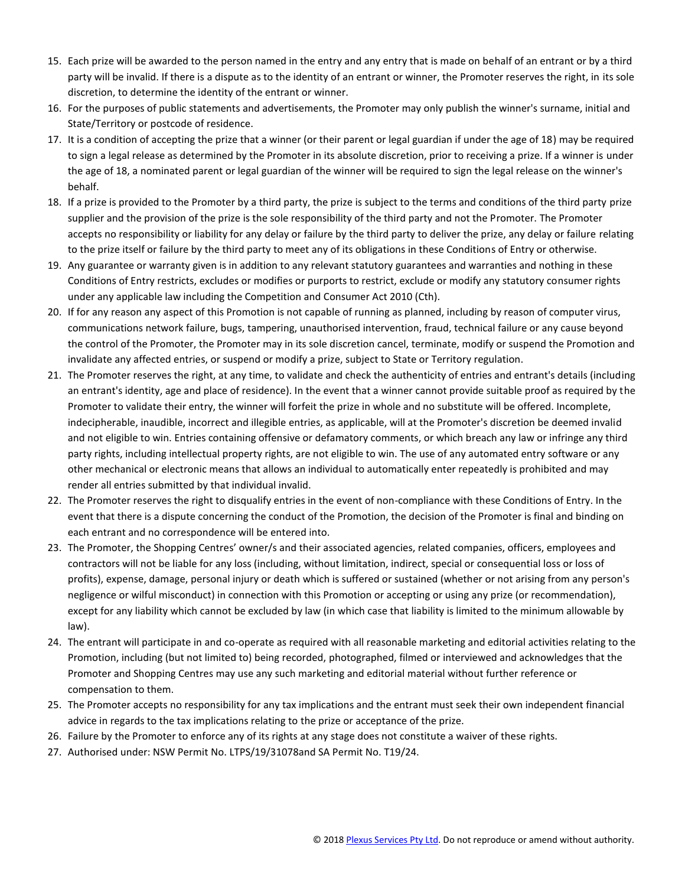15. Each prize will be awarded to the person named in the entry and any entry that is made on behalf of an entrant or by a third party will be invalid. If there is a dispute as to the identity of an entrant or winner, the Promoter reserves the right, in its sole discretion, to determine the identity of the entrant or winner.
16. For the purposes of public statements and advertisements, the Promoter may only publish the winner's surname, initial and State/Territory or postcode of residence.
17. It is a condition of accepting the prize that a winner (or their parent or legal guardian if under the age of 18) may be required to sign a legal release as determined by the Promoter in its absolute discretion, prior to receiving a prize. If a winner is under the age of 18, a nominated parent or legal guardian of the winner will be required to sign the legal release on the winner's behalf.
18. If a prize is provided to the Promoter by a third party, the prize is subject to the terms and conditions of the third party prize supplier and the provision of the prize is the sole responsibility of the third party and not the Promoter. The Promoter accepts no responsibility or liability for any delay or failure by the third party to deliver the prize, any delay or failure relating to the prize itself or failure by the third party to meet any of its obligations in these Conditions of Entry or otherwise.
19. Any guarantee or warranty given is in addition to any relevant statutory guarantees and warranties and nothing in these Conditions of Entry restricts, excludes or modifies or purports to restrict, exclude or modify any statutory consumer rights under any applicable law including the Competition and Consumer Act 2010 (Cth).
20. If for any reason any aspect of this Promotion is not capable of running as planned, including by reason of computer virus, communications network failure, bugs, tampering, unauthorised intervention, fraud, technical failure or any cause beyond the control of the Promoter, the Promoter may in its sole discretion cancel, terminate, modify or suspend the Promotion and invalidate any affected entries, or suspend or modify a prize, subject to State or Territory regulation.
21. The Promoter reserves the right, at any time, to validate and check the authenticity of entries and entrant's details (including an entrant's identity, age and place of residence). In the event that a winner cannot provide suitable proof as required by the Promoter to validate their entry, the winner will forfeit the prize in whole and no substitute will be offered. Incomplete, indecipherable, inaudible, incorrect and illegible entries, as applicable, will at the Promoter's discretion be deemed invalid and not eligible to win. Entries containing offensive or defamatory comments, or which breach any law or infringe any third party rights, including intellectual property rights, are not eligible to win. The use of any automated entry software or any other mechanical or electronic means that allows an individual to automatically enter repeatedly is prohibited and may render all entries submitted by that individual invalid.
22. The Promoter reserves the right to disqualify entries in the event of non-compliance with these Conditions of Entry. In the event that there is a dispute concerning the conduct of the Promotion, the decision of the Promoter is final and binding on each entrant and no correspondence will be entered into.
23. The Promoter, the Shopping Centres' owner/s and their associated agencies, related companies, officers, employees and contractors will not be liable for any loss (including, without limitation, indirect, special or consequential loss or loss of profits), expense, damage, personal injury or death which is suffered or sustained (whether or not arising from any person's negligence or wilful misconduct) in connection with this Promotion or accepting or using any prize (or recommendation), except for any liability which cannot be excluded by law (in which case that liability is limited to the minimum allowable by law).
24. The entrant will participate in and co-operate as required with all reasonable marketing and editorial activities relating to the Promotion, including (but not limited to) being recorded, photographed, filmed or interviewed and acknowledges that the Promoter and Shopping Centres may use any such marketing and editorial material without further reference or compensation to them.
25. The Promoter accepts no responsibility for any tax implications and the entrant must seek their own independent financial advice in regards to the tax implications relating to the prize or acceptance of the prize.
26. Failure by the Promoter to enforce any of its rights at any stage does not constitute a waiver of these rights.
27. Authorised under: NSW Permit No. LTPS/19/31078and SA Permit No. T19/24.

© 2018 Plexus Services Pty Ltd. Do not reproduce or amend without authority.